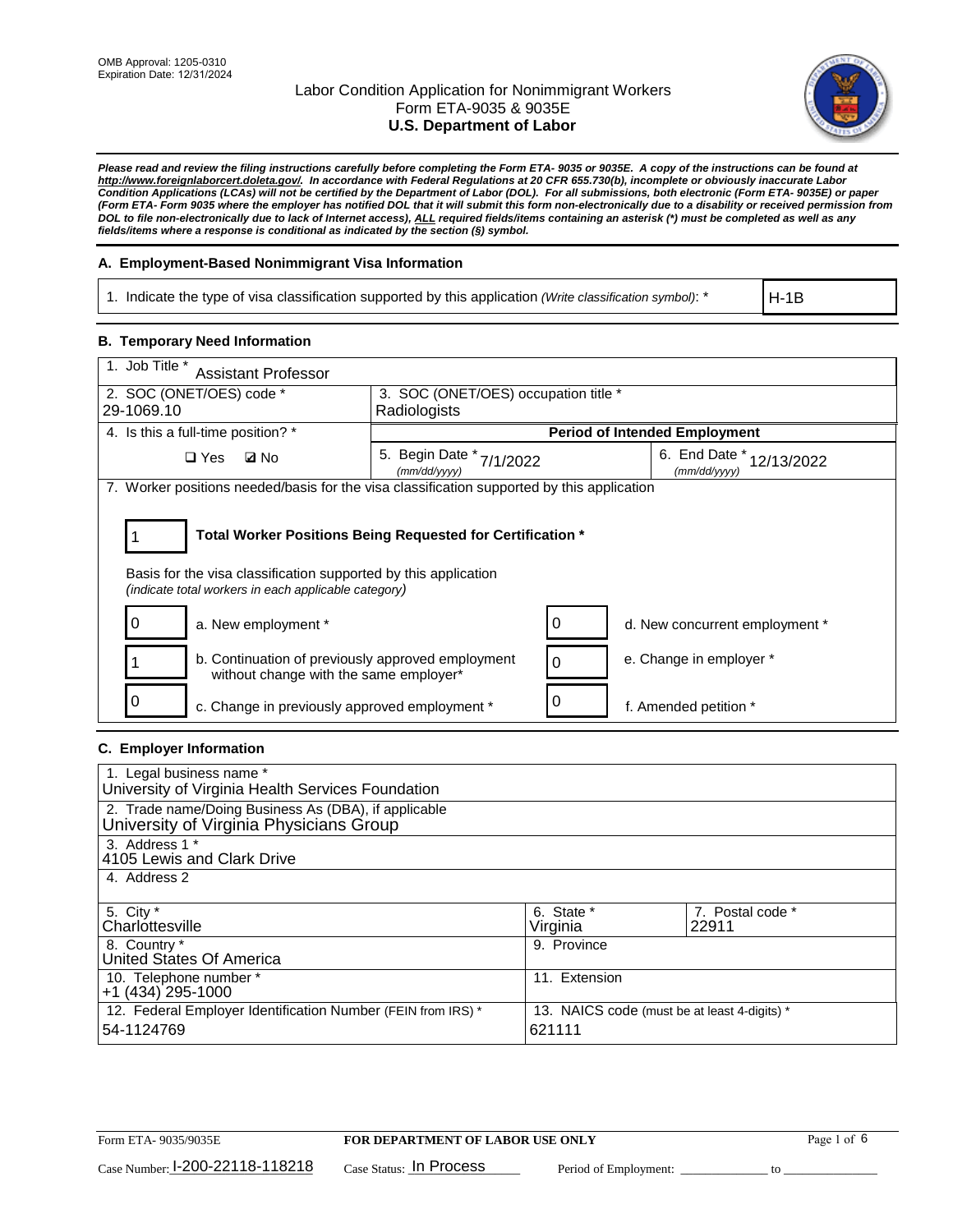OMB Approval: 1205-0310
Expiration Date: 12/31/2024

# Labor Condition Application for Nonimmigrant Workers
## Form ETA-9035 & 9035E
## U.S. Department of Labor

***Please read and review the filing instructions carefully before completing the Form ETA- 9035 or 9035E. A copy of the instructions can be found at http://www.foreignlaborcert.doleta.gov/. In accordance with Federal Regulations at 20 CFR 655.730(b), incomplete or obviously inaccurate Labor Condition Applications (LCAs) will not be certified by the Department of Labor (DOL). For all submissions, both electronic (Form ETA- 9035E) or paper (Form ETA- Form 9035 where the employer has notified DOL that it will submit this form non-electronically due to a disability or received permission from DOL to file non-electronically due to lack of Internet access), ALL required fields/items containing an asterisk (*) must be completed as well as any fields/items where a response is conditional as indicated by the section (§) symbol.***

### A. Employment-Based Nonimmigrant Visa Information

| 1. Indicate the type of visa classification supported by this application *(Write classification symbol)*: * | H-1B |
|---|---|

### B. Temporary Need Information

| 1. Job Title * Assistant Professor | | |
|---|---|---|
| 2. SOC (ONET/OES) code * 29-1069.10 | 3. SOC (ONET/OES) occupation title * Radiologists | |
| 4. Is this a full-time position? * | **Period of Intended Employment** | |
| ☐ Yes ☑ No | 5. Begin Date * (mm/dd/yyyy) 7/1/2022 | 6. End Date * (mm/dd/yyyy) 12/13/2022 |

7. Worker positions needed/basis for the visa classification supported by this application

**1** — **Total Worker Positions Being Requested for Certification ***

Basis for the visa classification supported by this application
*(indicate total workers in each applicable category)*

| Count | Category | Count | Category |
|---|---|---|---|
| 0 | a. New employment * | 0 | d. New concurrent employment * |
| 1 | b. Continuation of previously approved employment without change with the same employer* | 0 | e. Change in employer * |
| 0 | c. Change in previously approved employment * | 0 | f. Amended petition * |

### C. Employer Information

| Field | Value | |
|---|---|---|
| 1. Legal business name * | University of Virginia Health Services Foundation | |
| 2. Trade name/Doing Business As (DBA), if applicable | University of Virginia Physicians Group | |
| 3. Address 1 * | 4105 Lewis and Clark Drive | |
| 4. Address 2 | | |
| 5. City * Charlottesville | 6. State * Virginia | 7. Postal code * 22911 |
| 8. Country * United States Of America | 9. Province | |
| 10. Telephone number * +1 (434) 295-1000 | 11. Extension | |
| 12. Federal Employer Identification Number (FEIN from IRS) * 54-1124769 | 13. NAICS code (must be at least 4-digits) * 621111 | |

Form ETA- 9035/9035E — **FOR DEPARTMENT OF LABOR USE ONLY**

Case Number: I-200-22118-118218 Case Status: In Process Period of Employment: ______________ to ______________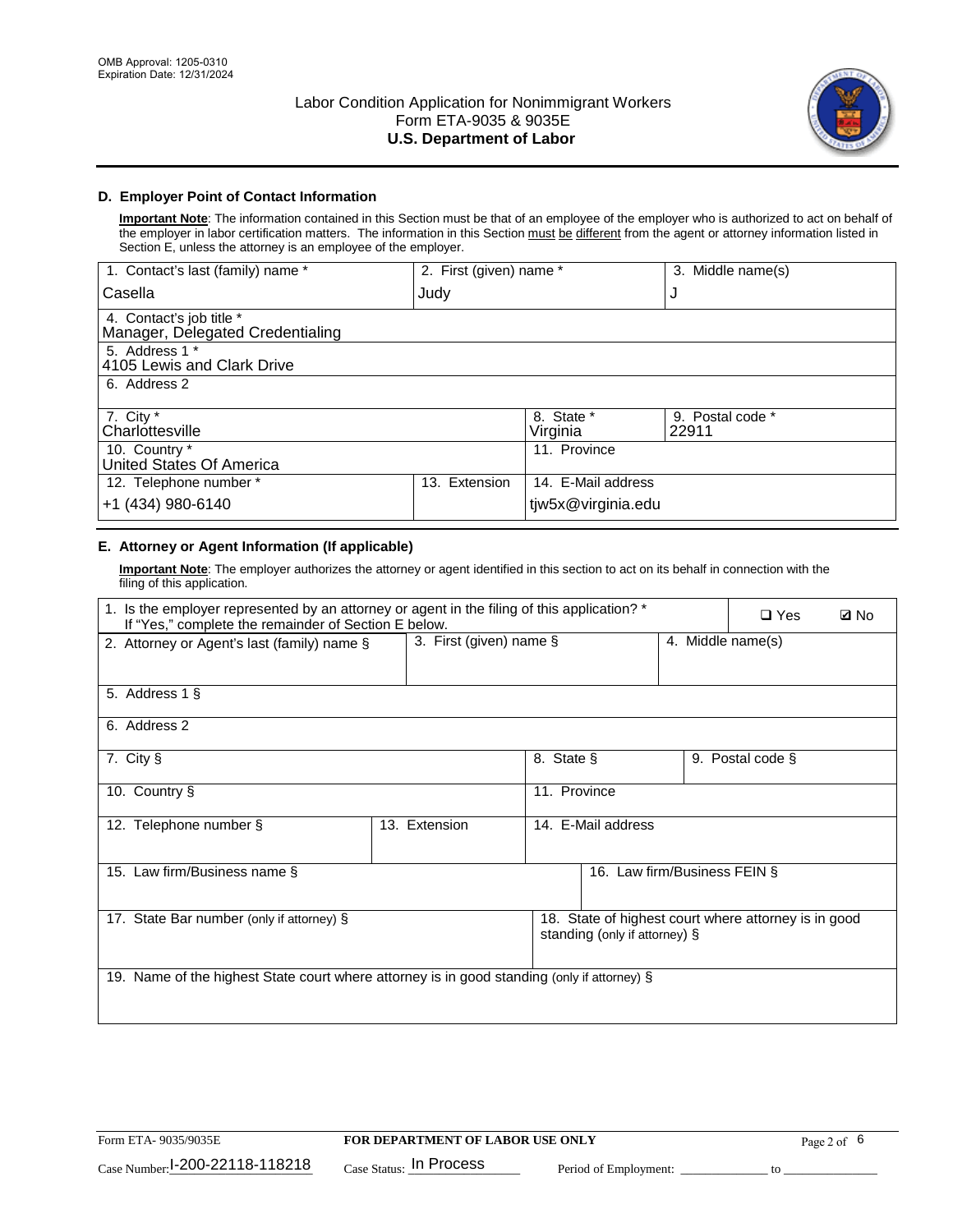## D. Employer Point of Contact Information

**Important Note**: The information contained in this Section must be that of an employee of the employer who is authorized to act on behalf of the employer in labor certification matters. The information in this Section must be different from the agent or attorney information listed in Section E, unless the attorney is an employee of the employer.

| 1. Contact's last (family) name * | 2. First (given) name * | 3. Middle name(s) |
|---|---|---|
| Casella | Judy | J |

| 4. Contact's job title * |
|---|
| Manager, Delegated Credentialing |
| 5. Address 1 * |
| 4105 Lewis and Clark Drive |
| 6. Address 2 |
| |

| 7. City * | 8. State * | 9. Postal code * |
|---|---|---|
| Charlottesville | Virginia | 22911 |

| 10. Country * | 11. Province |
|---|---|
| United States Of America | |

| 12. Telephone number * | 13. Extension | 14. E-Mail address |
|---|---|---|
| +1 (434) 980-6140 | | tjw5x@virginia.edu |

## E. Attorney or Agent Information (If applicable)

**Important Note**: The employer authorizes the attorney or agent identified in this section to act on its behalf in connection with the filing of this application.

1. Is the employer represented by an attorney or agent in the filing of this application? * If "Yes," complete the remainder of Section E below. ☐ Yes ☑ No

| 2. Attorney or Agent's last (family) name § | 3. First (given) name § | 4. Middle name(s) |
|---|---|---|
| | | |

| 5. Address 1 § |
|---|
| |
| 6. Address 2 |
| |

| 7. City § | 8. State § | 9. Postal code § |
|---|---|---|
| | | |

| 10. Country § | 11. Province |
|---|---|
| | |

| 12. Telephone number § | 13. Extension | 14. E-Mail address |
|---|---|---|
| | | |

| 15. Law firm/Business name § | 16. Law firm/Business FEIN § |
|---|---|
| | |

| 17. State Bar number (only if attorney) § | 18. State of highest court where attorney is in good standing (only if attorney) § |
|---|---|
| | |

| 19. Name of the highest State court where attorney is in good standing (only if attorney) § |
|---|
| |

Form ETA- 9035/9035E | **FOR DEPARTMENT OF LABOR USE ONLY**

Case Number: I-200-22118-118218 Case Status: In Process Period of Employment: _____________ to _____________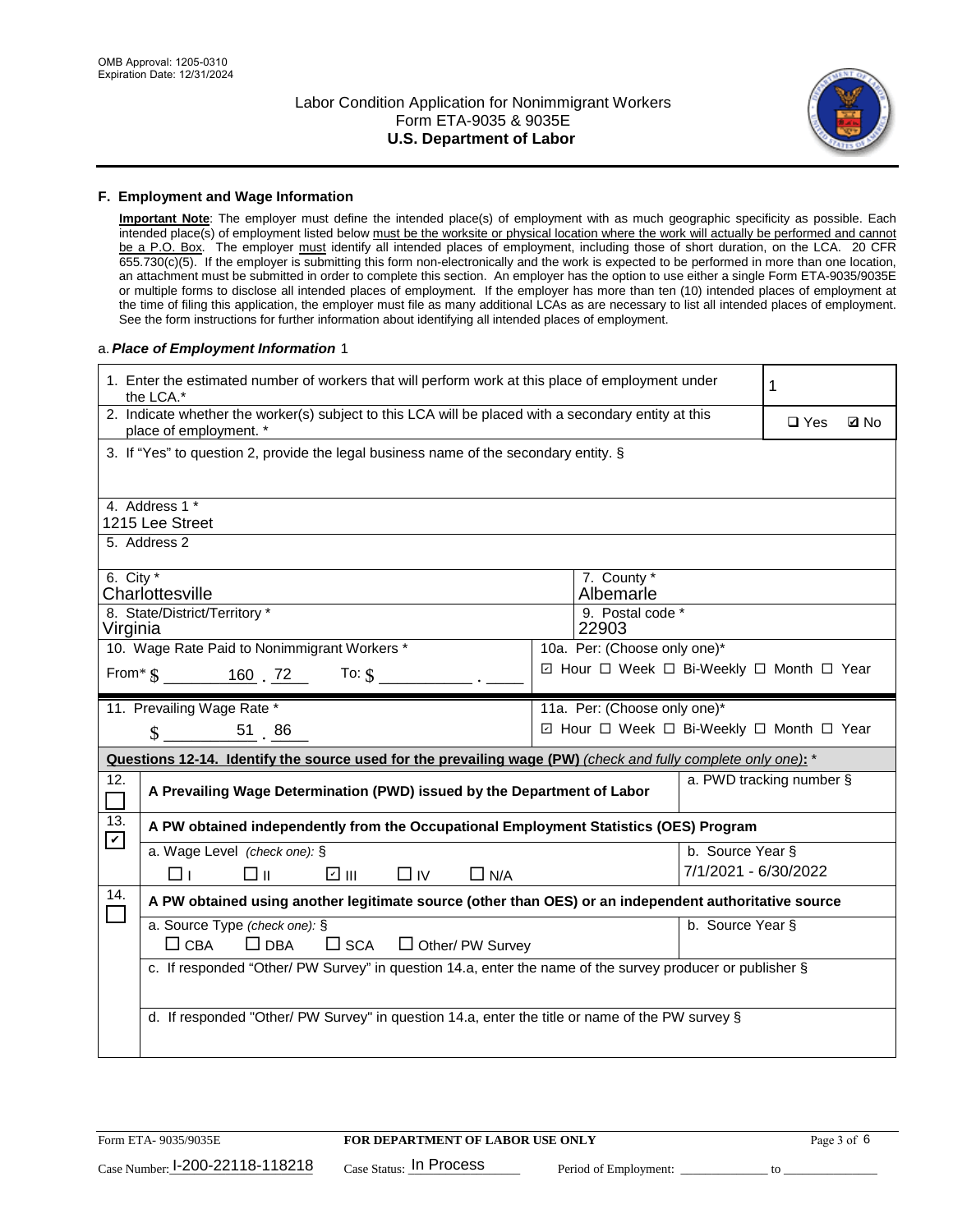OMB Approval: 1205-0310
Expiration Date: 12/31/2024

# Labor Condition Application for Nonimmigrant Workers
## Form ETA-9035 & 9035E
## U.S. Department of Labor

### F. Employment and Wage Information

**Important Note**: The employer must define the intended place(s) of employment with as much geographic specificity as possible. Each intended place(s) of employment listed below must be the worksite or physical location where the work will actually be performed and cannot be a P.O. Box. The employer must identify all intended places of employment, including those of short duration, on the LCA. 20 CFR 655.730(c)(5). If the employer is submitting this form non-electronically and the work is expected to be performed in more than one location, an attachment must be submitted in order to complete this section. An employer has the option to use either a single Form ETA-9035/9035E or multiple forms to disclose all intended places of employment. If the employer has more than ten (10) intended places of employment at the time of filing this application, the employer must file as many additional LCAs as are necessary to list all intended places of employment. See the form instructions for further information about identifying all intended places of employment.

a. ***Place of Employment Information*** 1

| | |
|---|---|
| 1. Enter the estimated number of workers that will perform work at this place of employment under the LCA.* | 1 |
| 2. Indicate whether the worker(s) subject to this LCA will be placed with a secondary entity at this place of employment. * | ☐ Yes ☑ No |
| 3. If "Yes" to question 2, provide the legal business name of the secondary entity. § | |
| 4. Address 1 * 1215 Lee Street | |
| 5. Address 2 | |
| 6. City * Charlottesville | 7. County * Albemarle |
| 8. State/District/Territory * Virginia | 9. Postal code * 22903 |
| 10. Wage Rate Paid to Nonimmigrant Workers * From* $ 160 . 72 To: $ ____ . ____ | 10a. Per: (Choose only one)* ☑ Hour ☐ Week ☐ Bi-Weekly ☐ Month ☐ Year |
| 11. Prevailing Wage Rate * $ 51 . 86 | 11a. Per: (Choose only one)* ☑ Hour ☐ Week ☐ Bi-Weekly ☐ Month ☐ Year |

**Questions 12-14. Identify the source used for the prevailing wage (PW)** *(check and fully complete only one)*: *

| | | |
|---|---|---|
| 12. ☐ | A Prevailing Wage Determination (PWD) issued by the Department of Labor | a. PWD tracking number § |
| 13. ☑ | A PW obtained independently from the Occupational Employment Statistics (OES) Program | |
| | a. Wage Level *(check one)*: § ☐ I ☐ II ☑ III ☐ IV ☐ N/A | b. Source Year § 7/1/2021 - 6/30/2022 |
| 14. ☐ | A PW obtained using another legitimate source (other than OES) or an independent authoritative source | |
| | a. Source Type *(check one)*: § ☐ CBA ☐ DBA ☐ SCA ☐ Other/ PW Survey | b. Source Year § |
| | c. If responded "Other/ PW Survey" in question 14.a, enter the name of the survey producer or publisher § | |
| | d. If responded "Other/ PW Survey" in question 14.a, enter the title or name of the PW survey § | |

Form ETA- 9035/9035E | **FOR DEPARTMENT OF LABOR USE ONLY**

Case Number: I-200-22118-118218 Case Status: In Process Period of Employment: ____________ to ____________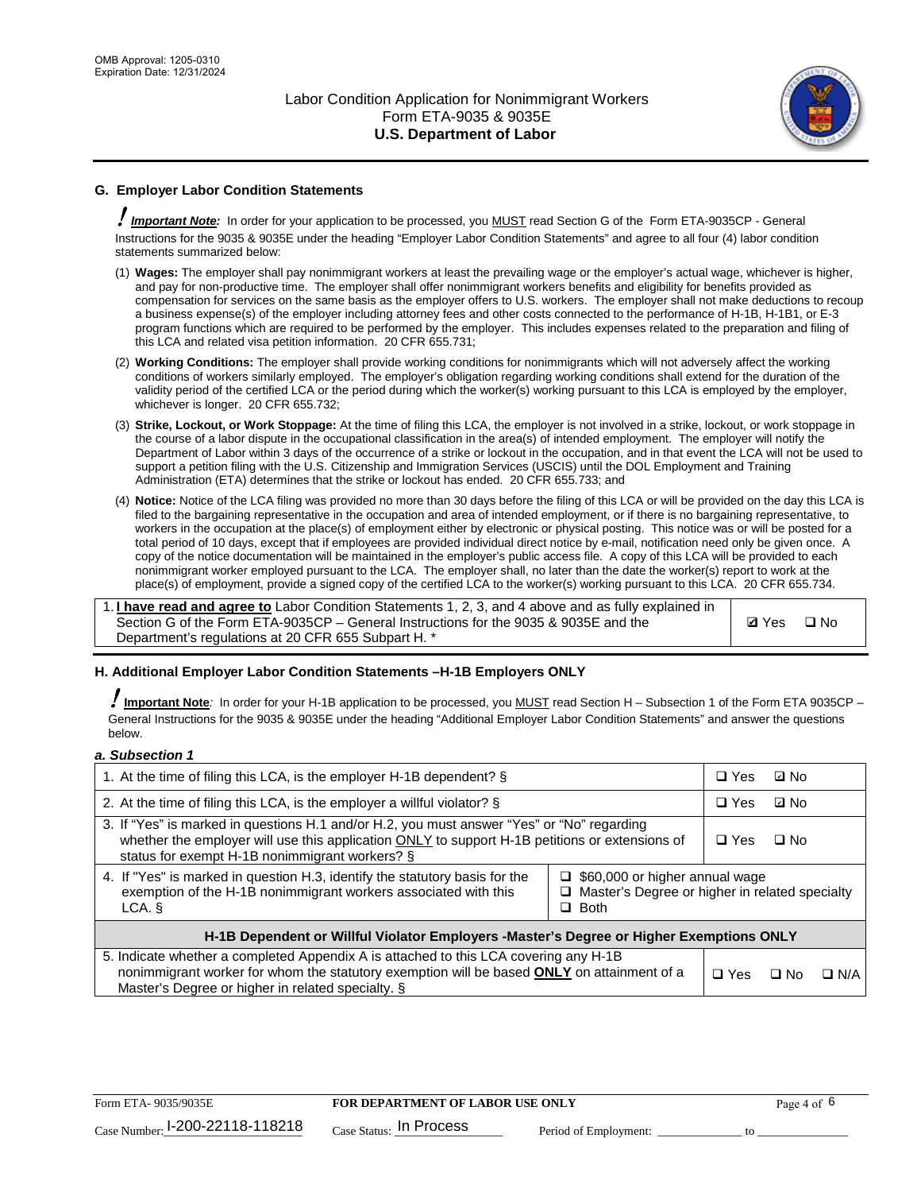## G. Employer Labor Condition Statements

***Important Note:*** In order for your application to be processed, you MUST read Section G of the Form ETA-9035CP - General Instructions for the 9035 & 9035E under the heading "Employer Labor Condition Statements" and agree to all four (4) labor condition statements summarized below:

(1) **Wages:** The employer shall pay nonimmigrant workers at least the prevailing wage or the employer's actual wage, whichever is higher, and pay for non-productive time. The employer shall offer nonimmigrant workers benefits and eligibility for benefits provided as compensation for services on the same basis as the employer offers to U.S. workers. The employer shall not make deductions to recoup a business expense(s) of the employer including attorney fees and other costs connected to the performance of H-1B, H-1B1, or E-3 program functions which are required to be performed by the employer. This includes expenses related to the preparation and filing of this LCA and related visa petition information. 20 CFR 655.731;

(2) **Working Conditions:** The employer shall provide working conditions for nonimmigrants which will not adversely affect the working conditions of workers similarly employed. The employer's obligation regarding working conditions shall extend for the duration of the validity period of the certified LCA or the period during which the worker(s) working pursuant to this LCA is employed by the employer, whichever is longer. 20 CFR 655.732;

(3) **Strike, Lockout, or Work Stoppage:** At the time of filing this LCA, the employer is not involved in a strike, lockout, or work stoppage in the course of a labor dispute in the occupational classification in the area(s) of intended employment. The employer will notify the Department of Labor within 3 days of the occurrence of a strike or lockout in the occupation, and in that event the LCA will not be used to support a petition filing with the U.S. Citizenship and Immigration Services (USCIS) until the DOL Employment and Training Administration (ETA) determines that the strike or lockout has ended. 20 CFR 655.733; and

(4) **Notice:** Notice of the LCA filing was provided no more than 30 days before the filing of this LCA or will be provided on the day this LCA is filed to the bargaining representative in the occupation and area of intended employment, or if there is no bargaining representative, to workers in the occupation at the place(s) of employment either by electronic or physical posting. This notice was or will be posted for a total period of 10 days, except that if employees are provided individual direct notice by e-mail, notification need only be given once. A copy of the notice documentation will be maintained in the employer's public access file. A copy of this LCA will be provided to each nonimmigrant worker employed pursuant to the LCA. The employer shall, no later than the date the worker(s) report to work at the place(s) of employment, provide a signed copy of the certified LCA to the worker(s) working pursuant to this LCA. 20 CFR 655.734.

| | |
|---|---|
| 1. **I have read and agree to** Labor Condition Statements 1, 2, 3, and 4 above and as fully explained in Section G of the Form ETA-9035CP – General Instructions for the 9035 & 9035E and the Department's regulations at 20 CFR 655 Subpart H. * | ☑ Yes ☐ No |

## H. Additional Employer Labor Condition Statements –H-1B Employers ONLY

***Important Note:*** In order for your H-1B application to be processed, you MUST read Section H – Subsection 1 of the Form ETA 9035CP – General Instructions for the 9035 & 9035E under the heading "Additional Employer Labor Condition Statements" and answer the questions below.

***a. Subsection 1***

| | | |
|---|---|---|
| 1. At the time of filing this LCA, is the employer H-1B dependent? § | | ☐ Yes ☑ No |
| 2. At the time of filing this LCA, is the employer a willful violator? § | | ☐ Yes ☑ No |
| 3. If "Yes" is marked in questions H.1 and/or H.2, you must answer "Yes" or "No" regarding whether the employer will use this application ONLY to support H-1B petitions or extensions of status for exempt H-1B nonimmigrant workers? § | | ☐ Yes ☐ No |
| 4. If "Yes" is marked in question H.3, identify the statutory basis for the exemption of the H-1B nonimmigrant workers associated with this LCA. § | ☐ $60,000 or higher annual wage<br>☐ Master's Degree or higher in related specialty<br>☐ Both | |
| **H-1B Dependent or Willful Violator Employers -Master's Degree or Higher Exemptions ONLY** | | |
| 5. Indicate whether a completed Appendix A is attached to this LCA covering any H-1B nonimmigrant worker for whom the statutory exemption will be based **ONLY** on attainment of a Master's Degree or higher in related specialty. § | | ☐ Yes ☐ No ☐ N/A |

Form ETA- 9035/9035E | **FOR DEPARTMENT OF LABOR USE ONLY**

Case Number: I-200-22118-118218 Case Status: In Process Period of Employment: _____________ to _____________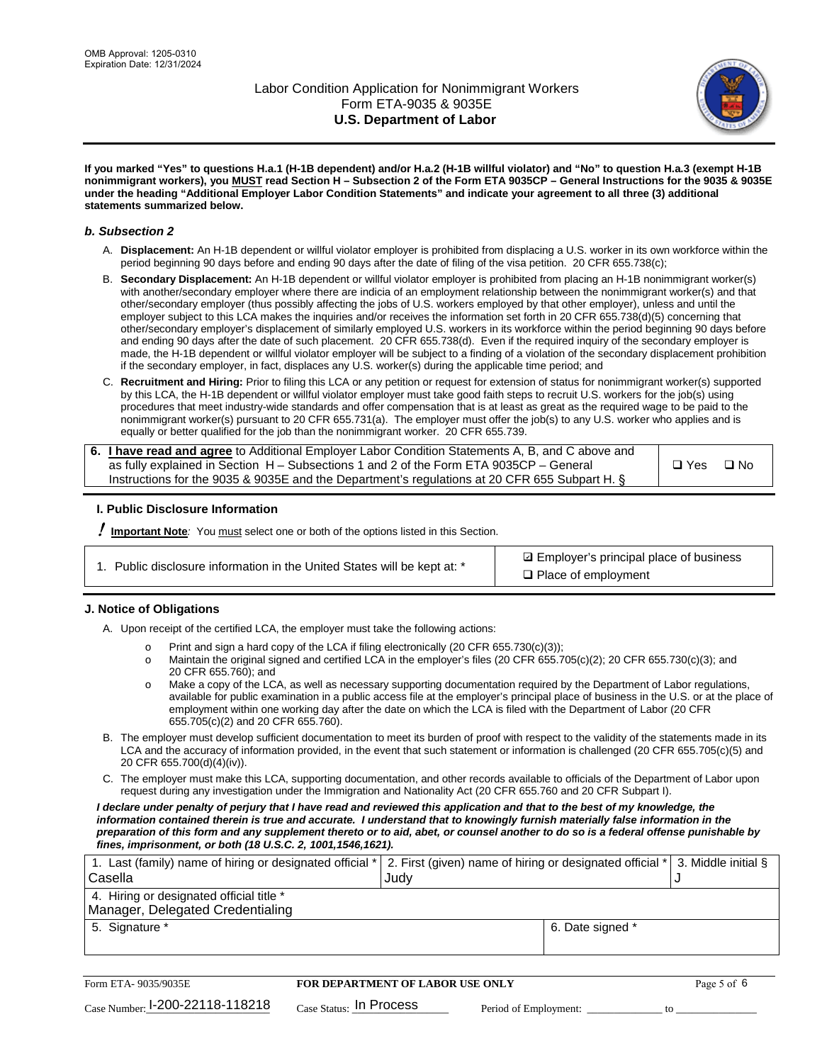**If you marked "Yes" to questions H.a.1 (H-1B dependent) and/or H.a.2 (H-1B willful violator) and "No" to question H.a.3 (exempt H-1B nonimmigrant workers), you MUST read Section H – Subsection 2 of the Form ETA 9035CP – General Instructions for the 9035 & 9035E under the heading "Additional Employer Labor Condition Statements" and indicate your agreement to all three (3) additional statements summarized below.**

### *b. Subsection 2*

A. **Displacement:** An H-1B dependent or willful violator employer is prohibited from displacing a U.S. worker in its own workforce within the period beginning 90 days before and ending 90 days after the date of filing of the visa petition. 20 CFR 655.738(c);

B. **Secondary Displacement:** An H-1B dependent or willful violator employer is prohibited from placing an H-1B nonimmigrant worker(s) with another/secondary employer where there are indicia of an employment relationship between the nonimmigrant worker(s) and that other/secondary employer (thus possibly affecting the jobs of U.S. workers employed by that other employer), unless and until the employer subject to this LCA makes the inquiries and/or receives the information set forth in 20 CFR 655.738(d)(5) concerning that other/secondary employer's displacement of similarly employed U.S. workers in its workforce within the period beginning 90 days before and ending 90 days after the date of such placement. 20 CFR 655.738(d). Even if the required inquiry of the secondary employer is made, the H-1B dependent or willful violator employer will be subject to a finding of a violation of the secondary displacement prohibition if the secondary employer, in fact, displaces any U.S. worker(s) during the applicable time period; and

C. **Recruitment and Hiring:** Prior to filing this LCA or any petition or request for extension of status for nonimmigrant worker(s) supported by this LCA, the H-1B dependent or willful violator employer must take good faith steps to recruit U.S. workers for the job(s) using procedures that meet industry-wide standards and offer compensation that is at least as great as the required wage to be paid to the nonimmigrant worker(s) pursuant to 20 CFR 655.731(a). The employer must offer the job(s) to any U.S. worker who applies and is equally or better qualified for the job than the nonimmigrant worker. 20 CFR 655.739.

| 6. **I have read and agree** to Additional Employer Labor Condition Statements A, B, and C above and as fully explained in Section H – Subsections 1 and 2 of the Form ETA 9035CP – General Instructions for the 9035 & 9035E and the Department's regulations at 20 CFR 655 Subpart H. § | ❑ Yes ❑ No |
|---|---|

### I. Public Disclosure Information

**! Important Note**: You must select one or both of the options listed in this Section.

| 1. Public disclosure information in the United States will be kept at: * | ☑ Employer's principal place of business<br>❑ Place of employment |
|---|---|

### J. Notice of Obligations

A. Upon receipt of the certified LCA, the employer must take the following actions:

- o Print and sign a hard copy of the LCA if filing electronically (20 CFR 655.730(c)(3));
- o Maintain the original signed and certified LCA in the employer's files (20 CFR 655.705(c)(2); 20 CFR 655.730(c)(3); and 20 CFR 655.760); and
- o Make a copy of the LCA, as well as necessary supporting documentation required by the Department of Labor regulations, available for public examination in a public access file at the employer's principal place of business in the U.S. or at the place of employment within one working day after the date on which the LCA is filed with the Department of Labor (20 CFR 655.705(c)(2) and 20 CFR 655.760).

B. The employer must develop sufficient documentation to meet its burden of proof with respect to the validity of the statements made in its LCA and the accuracy of information provided, in the event that such statement or information is challenged (20 CFR 655.705(c)(5) and 20 CFR 655.700(d)(4)(iv)).

C. The employer must make this LCA, supporting documentation, and other records available to officials of the Department of Labor upon request during any investigation under the Immigration and Nationality Act (20 CFR 655.760 and 20 CFR Subpart I).

***I declare under penalty of perjury that I have read and reviewed this application and that to the best of my knowledge, the information contained therein is true and accurate. I understand that to knowingly furnish materially false information in the preparation of this form and any supplement thereto or to aid, abet, or counsel another to do so is a federal offense punishable by fines, imprisonment, or both (18 U.S.C. 2, 1001,1546,1621).***

| 1. Last (family) name of hiring or designated official *<br>Casella | 2. First (given) name of hiring or designated official *<br>Judy | 3. Middle initial §<br>J |
|---|---|---|
| 4. Hiring or designated official title *<br>Manager, Delegated Credentialing | | |
| 5. Signature * | 6. Date signed * | |

Form ETA- 9035/9035E | **FOR DEPARTMENT OF LABOR USE ONLY**

Case Number: I-200-22118-118218 Case Status: In Process Period of Employment: _____________ to _____________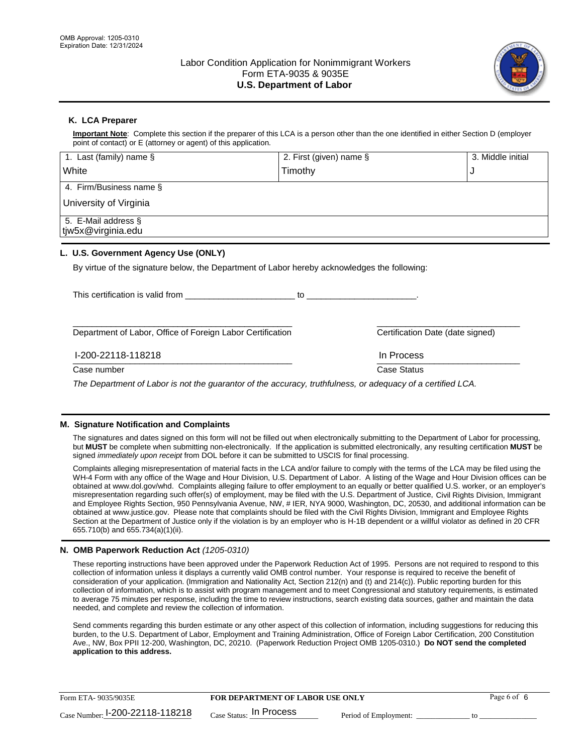OMB Approval: 1205-0310
Expiration Date: 12/31/2024

# Labor Condition Application for Nonimmigrant Workers
## Form ETA-9035 & 9035E
## U.S. Department of Labor

### K. LCA Preparer

**Important Note**: Complete this section if the preparer of this LCA is a person other than the one identified in either Section D (employer point of contact) or E (attorney or agent) of this application.

| 1. Last (family) name § | 2. First (given) name § | 3. Middle initial |
|---|---|---|
| White | Timothy | J |
| 4. Firm/Business name § | | |
| University of Virginia | | |
| 5. E-Mail address § | | |
| tjw5x@virginia.edu | | |

### L. U.S. Government Agency Use (ONLY)

By virtue of the signature below, the Department of Labor hereby acknowledges the following:

This certification is valid from _______________________ to _______________________.

_______________________________________________ Department of Labor, Office of Foreign Labor Certification

_____________________________ Certification Date (date signed)

I-200-22118-118218
Case number

In Process
Case Status

*The Department of Labor is not the guarantor of the accuracy, truthfulness, or adequacy of a certified LCA.*

### M. Signature Notification and Complaints

The signatures and dates signed on this form will not be filled out when electronically submitting to the Department of Labor for processing, but **MUST** be complete when submitting non-electronically. If the application is submitted electronically, any resulting certification **MUST** be signed *immediately upon receipt* from DOL before it can be submitted to USCIS for final processing.

Complaints alleging misrepresentation of material facts in the LCA and/or failure to comply with the terms of the LCA may be filed using the WH-4 Form with any office of the Wage and Hour Division, U.S. Department of Labor. A listing of the Wage and Hour Division offices can be obtained at www.dol.gov/whd. Complaints alleging failure to offer employment to an equally or better qualified U.S. worker, or an employer's misrepresentation regarding such offer(s) of employment, may be filed with the U.S. Department of Justice, Civil Rights Division, Immigrant and Employee Rights Section, 950 Pennsylvania Avenue, NW, # IER, NYA 9000, Washington, DC, 20530, and additional information can be obtained at www.justice.gov. Please note that complaints should be filed with the Civil Rights Division, Immigrant and Employee Rights Section at the Department of Justice only if the violation is by an employer who is H-1B dependent or a willful violator as defined in 20 CFR 655.710(b) and 655.734(a)(1)(ii).

### N. OMB Paperwork Reduction Act *(1205-0310)*

These reporting instructions have been approved under the Paperwork Reduction Act of 1995. Persons are not required to respond to this collection of information unless it displays a currently valid OMB control number. Your response is required to receive the benefit of consideration of your application. (Immigration and Nationality Act, Section 212(n) and (t) and 214(c)). Public reporting burden for this collection of information, which is to assist with program management and to meet Congressional and statutory requirements, is estimated to average 75 minutes per response, including the time to review instructions, search existing data sources, gather and maintain the data needed, and complete and review the collection of information.

Send comments regarding this burden estimate or any other aspect of this collection of information, including suggestions for reducing this burden, to the U.S. Department of Labor, Employment and Training Administration, Office of Foreign Labor Certification, 200 Constitution Ave., NW, Box PPII 12-200, Washington, DC, 20210. (Paperwork Reduction Project OMB 1205-0310.) **Do NOT send the completed application to this address.**

Form ETA- 9035/9035E | **FOR DEPARTMENT OF LABOR USE ONLY**

Case Number: I-200-22118-118218 Case Status: In Process Period of Employment: _____________ to _____________